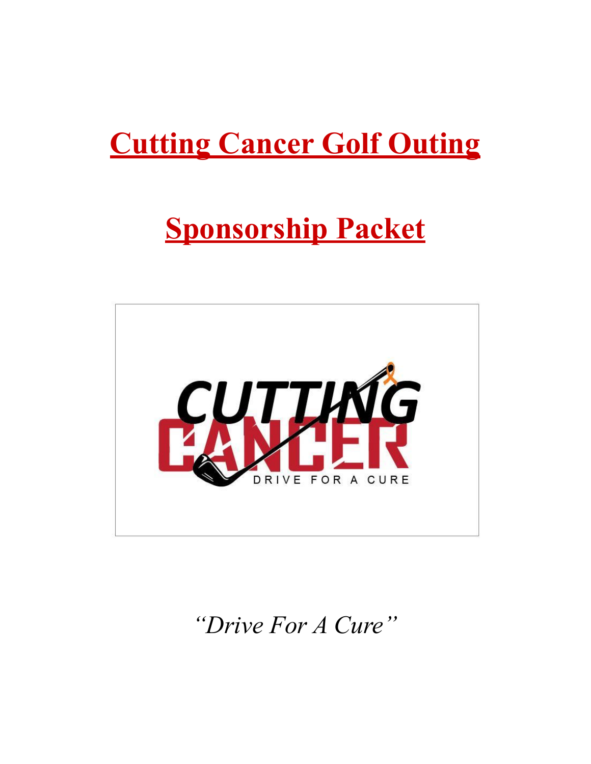# Cutting Cancer Golf Outing

# Sponsorship Packet

*"Drive For A Cure"*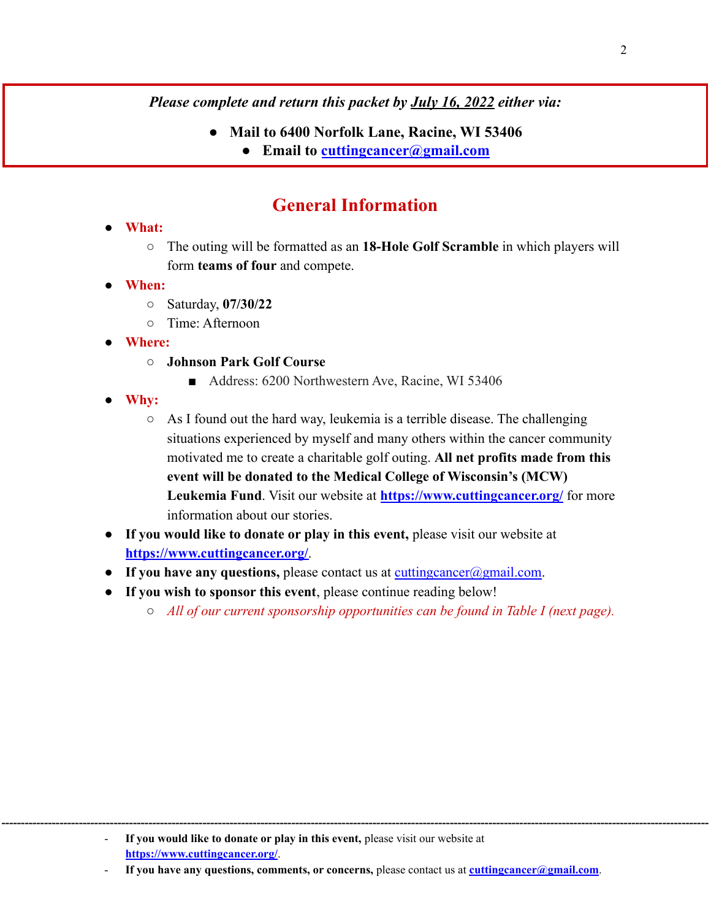*Please complete and return this packet by* ***July 16, 2022*** *either via:*

- **Mail to 6400 Norfolk Lane, Racine, WI 53406**
- **Email to cuttingcancer@gmail.com**

## General Information

- **What:**
  - The outing will be formatted as an **18-Hole Golf Scramble** in which players will form **teams of four** and compete.
- **When:**
  - Saturday, **07/30/22**
  - Time: Afternoon
- **Where:**
  - **Johnson Park Golf Course**
    - Address: 6200 Northwestern Ave, Racine, WI 53406
- **Why:**
  - As I found out the hard way, leukemia is a terrible disease. The challenging situations experienced by myself and many others within the cancer community motivated me to create a charitable golf outing. **All net profits made from this event will be donated to the Medical College of Wisconsin's (MCW) Leukemia Fund**. Visit our website at **https://www.cuttingcancer.org/** for more information about our stories.
- **If you would like to donate or play in this event,** please visit our website at **https://www.cuttingcancer.org/**.
- **If you have any questions,** please contact us at cuttingcancer@gmail.com.
- **If you wish to sponsor this event**, please continue reading below!
  - *All of our current sponsorship opportunities can be found in Table I (next page).*

---

- **If you would like to donate or play in this event,** please visit our website at **https://www.cuttingcancer.org/**.
- **If you have any questions, comments, or concerns,** please contact us at **cuttingcancer@gmail.com**.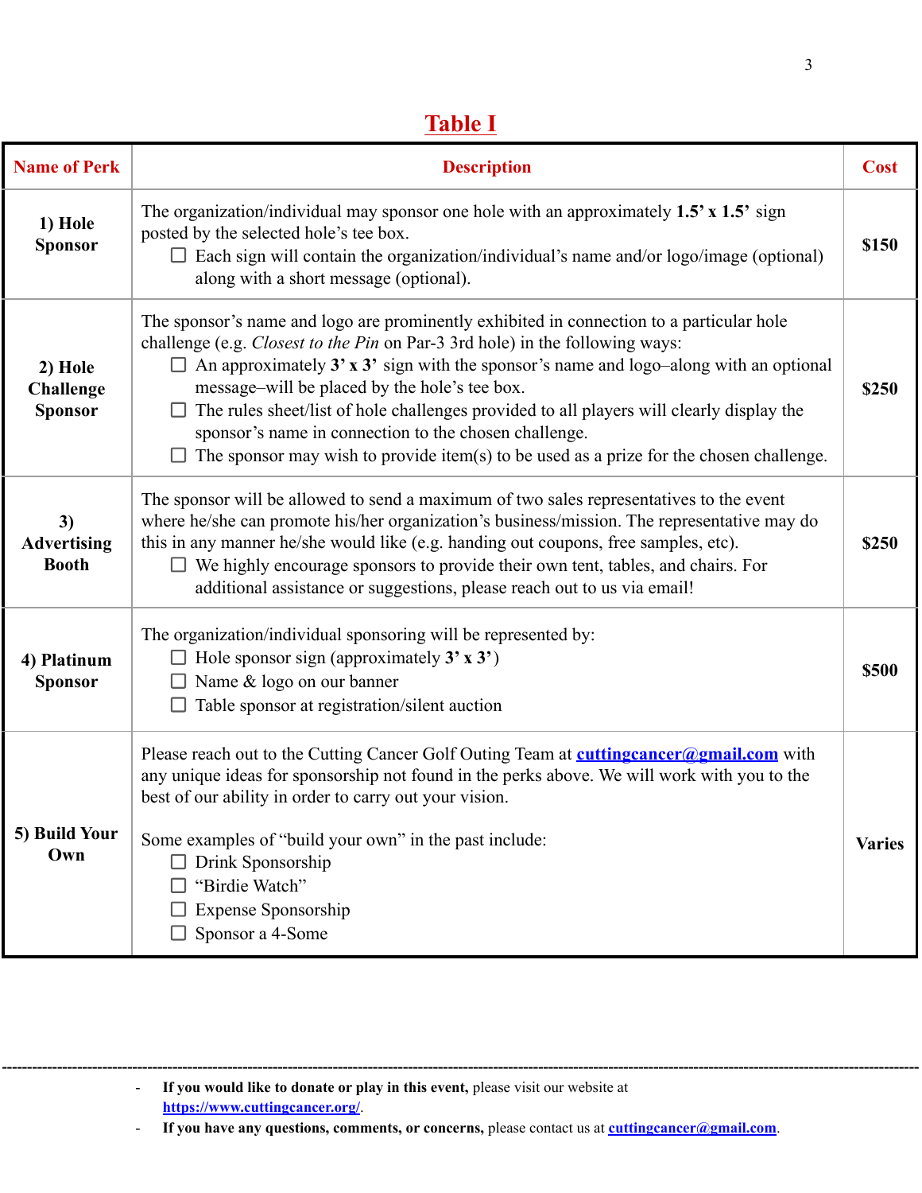## Table I

| Name of Perk | Description | Cost |
|---|---|---|
| **1) Hole Sponsor** | The organization/individual may sponsor one hole with an approximately **1.5' x 1.5'** sign posted by the selected hole's tee box.<br>☐ Each sign will contain the organization/individual's name and/or logo/image (optional) along with a short message (optional). | **$150** |
| **2) Hole Challenge Sponsor** | The sponsor's name and logo are prominently exhibited in connection to a particular hole challenge (e.g. *Closest to the Pin* on Par-3 3rd hole) in the following ways:<br>☐ An approximately **3' x 3'** sign with the sponsor's name and logo–along with an optional message–will be placed by the hole's tee box.<br>☐ The rules sheet/list of hole challenges provided to all players will clearly display the sponsor's name in connection to the chosen challenge.<br>☐ The sponsor may wish to provide item(s) to be used as a prize for the chosen challenge. | **$250** |
| **3) Advertising Booth** | The sponsor will be allowed to send a maximum of two sales representatives to the event where he/she can promote his/her organization's business/mission. The representative may do this in any manner he/she would like (e.g. handing out coupons, free samples, etc).<br>☐ We highly encourage sponsors to provide their own tent, tables, and chairs. For additional assistance or suggestions, please reach out to us via email! | **$250** |
| **4) Platinum Sponsor** | The organization/individual sponsoring will be represented by:<br>☐ Hole sponsor sign (approximately **3' x 3'**)<br>☐ Name & logo on our banner<br>☐ Table sponsor at registration/silent auction | **$500** |
| **5) Build Your Own** | Please reach out to the Cutting Cancer Golf Outing Team at **[cuttingcancer@gmail.com](mailto:cuttingcancer@gmail.com)** with any unique ideas for sponsorship not found in the perks above. We will work with you to the best of our ability in order to carry out your vision.<br><br>Some examples of "build your own" in the past include:<br>☐ Drink Sponsorship<br>☐ "Birdie Watch"<br>☐ Expense Sponsorship<br>☐ Sponsor a 4-Some | **Varies** |

---

- **If you would like to donate or play in this event,** please visit our website at **[https://www.cuttingcancer.org/](https://www.cuttingcancer.org/)**.
- **If you have any questions, comments, or concerns,** please contact us at **[cuttingcancer@gmail.com](mailto:cuttingcancer@gmail.com)**.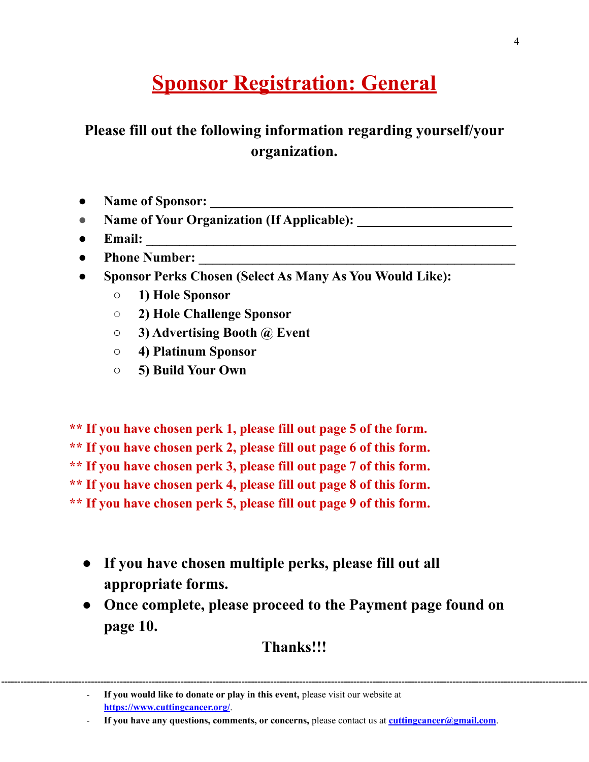# Sponsor Registration: General

**Please fill out the following information regarding yourself/your organization.**

- **Name of Sponsor: ______________________________________________**
- **Name of Your Organization (If Applicable): _______________________**
- **Email: ________________________________________________________**
- **Phone Number: _______________________________________________**
- **Sponsor Perks Chosen (Select As Many As You Would Like):**
  - **1) Hole Sponsor**
  - **2) Hole Challenge Sponsor**
  - **3) Advertising Booth @ Event**
  - **4) Platinum Sponsor**
  - **5) Build Your Own**

**** If you have chosen perk 1, please fill out page 5 of the form.**
**** If you have chosen perk 2, please fill out page 6 of this form.**
**** If you have chosen perk 3, please fill out page 7 of this form.**
**** If you have chosen perk 4, please fill out page 8 of this form.**
**** If you have chosen perk 5, please fill out page 9 of this form.**

- **If you have chosen multiple perks, please fill out all appropriate forms.**
- **Once complete, please proceed to the Payment page found on page 10.**

**Thanks!!!**

---

- **If you would like to donate or play in this event,** please visit our website at [https://www.cuttingcancer.org/](https://www.cuttingcancer.org/).
- **If you have any questions, comments, or concerns,** please contact us at [cuttingcancer@gmail.com](mailto:cuttingcancer@gmail.com).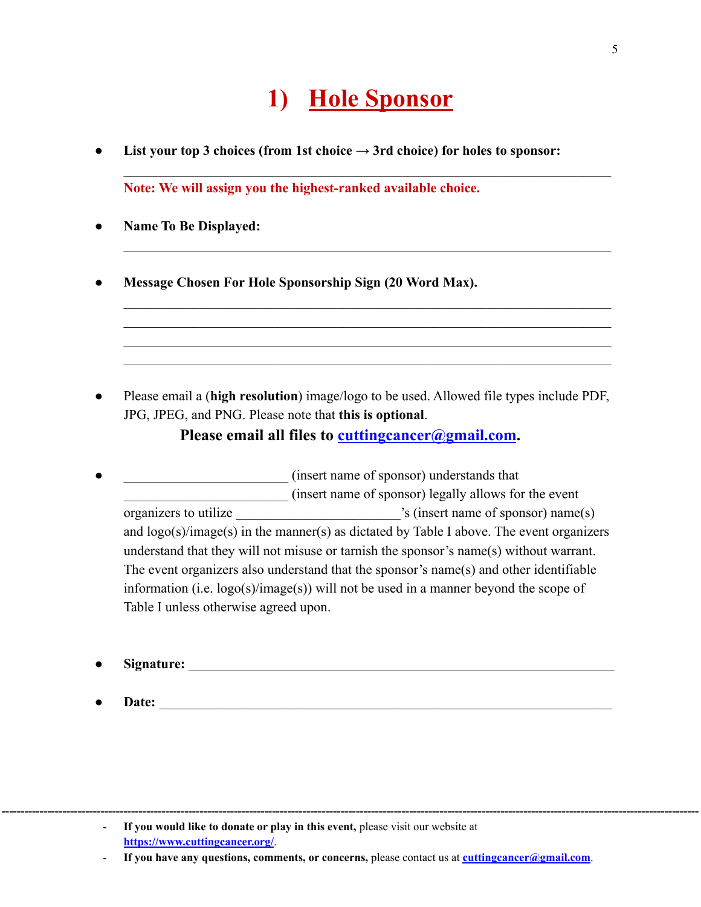# 1) Hole Sponsor

- **List your top 3 choices (from 1st choice → 3rd choice) for holes to sponsor:**

  \_\_\_\_\_\_\_\_\_\_\_\_\_\_\_\_\_\_\_\_\_\_\_\_\_\_\_\_\_\_\_\_\_\_\_\_\_\_\_\_\_\_\_\_\_\_\_\_\_\_\_\_\_\_\_\_\_\_\_\_\_\_\_\_\_\_

  **Note: We will assign you the highest-ranked available choice.**

- **Name To Be Displayed:**

  \_\_\_\_\_\_\_\_\_\_\_\_\_\_\_\_\_\_\_\_\_\_\_\_\_\_\_\_\_\_\_\_\_\_\_\_\_\_\_\_\_\_\_\_\_\_\_\_\_\_\_\_\_\_\_\_\_\_\_\_\_\_\_\_\_\_

- **Message Chosen For Hole Sponsorship Sign (20 Word Max).**

  \_\_\_\_\_\_\_\_\_\_\_\_\_\_\_\_\_\_\_\_\_\_\_\_\_\_\_\_\_\_\_\_\_\_\_\_\_\_\_\_\_\_\_\_\_\_\_\_\_\_\_\_\_\_\_\_\_\_\_\_\_\_\_\_\_\_
  \_\_\_\_\_\_\_\_\_\_\_\_\_\_\_\_\_\_\_\_\_\_\_\_\_\_\_\_\_\_\_\_\_\_\_\_\_\_\_\_\_\_\_\_\_\_\_\_\_\_\_\_\_\_\_\_\_\_\_\_\_\_\_\_\_\_
  \_\_\_\_\_\_\_\_\_\_\_\_\_\_\_\_\_\_\_\_\_\_\_\_\_\_\_\_\_\_\_\_\_\_\_\_\_\_\_\_\_\_\_\_\_\_\_\_\_\_\_\_\_\_\_\_\_\_\_\_\_\_\_\_\_\_
  \_\_\_\_\_\_\_\_\_\_\_\_\_\_\_\_\_\_\_\_\_\_\_\_\_\_\_\_\_\_\_\_\_\_\_\_\_\_\_\_\_\_\_\_\_\_\_\_\_\_\_\_\_\_\_\_\_\_\_\_\_\_\_\_\_\_

- Please email a (**high resolution**) image/logo to be used. Allowed file types include PDF, JPG, JPEG, and PNG. Please note that **this is optional**.

  **Please email all files to [cuttingcancer@gmail.com](mailto:cuttingcancer@gmail.com).**

- \_\_\_\_\_\_\_\_\_\_\_\_\_\_\_\_\_\_\_\_\_\_\_\_ (insert name of sponsor) understands that \_\_\_\_\_\_\_\_\_\_\_\_\_\_\_\_\_\_\_\_\_\_\_\_ (insert name of sponsor) legally allows for the event organizers to utilize \_\_\_\_\_\_\_\_\_\_\_\_\_\_\_\_\_\_\_\_\_\_\_\_'s (insert name of sponsor) name(s) and logo(s)/image(s) in the manner(s) as dictated by Table I above. The event organizers understand that they will not misuse or tarnish the sponsor's name(s) without warrant. The event organizers also understand that the sponsor's name(s) and other identifiable information (i.e. logo(s)/image(s)) will not be used in a manner beyond the scope of Table I unless otherwise agreed upon.

- **Signature:** \_\_\_\_\_\_\_\_\_\_\_\_\_\_\_\_\_\_\_\_\_\_\_\_\_\_\_\_\_\_\_\_\_\_\_\_\_\_\_\_\_\_\_\_\_\_\_\_\_\_\_\_\_\_\_\_\_\_

- **Date:** \_\_\_\_\_\_\_\_\_\_\_\_\_\_\_\_\_\_\_\_\_\_\_\_\_\_\_\_\_\_\_\_\_\_\_\_\_\_\_\_\_\_\_\_\_\_\_\_\_\_\_\_\_\_\_\_\_\_\_\_\_\_

---

- **If you would like to donate or play in this event,** please visit our website at [https://www.cuttingcancer.org/](https://www.cuttingcancer.org/).
- **If you have any questions, comments, or concerns,** please contact us at [cuttingcancer@gmail.com](mailto:cuttingcancer@gmail.com).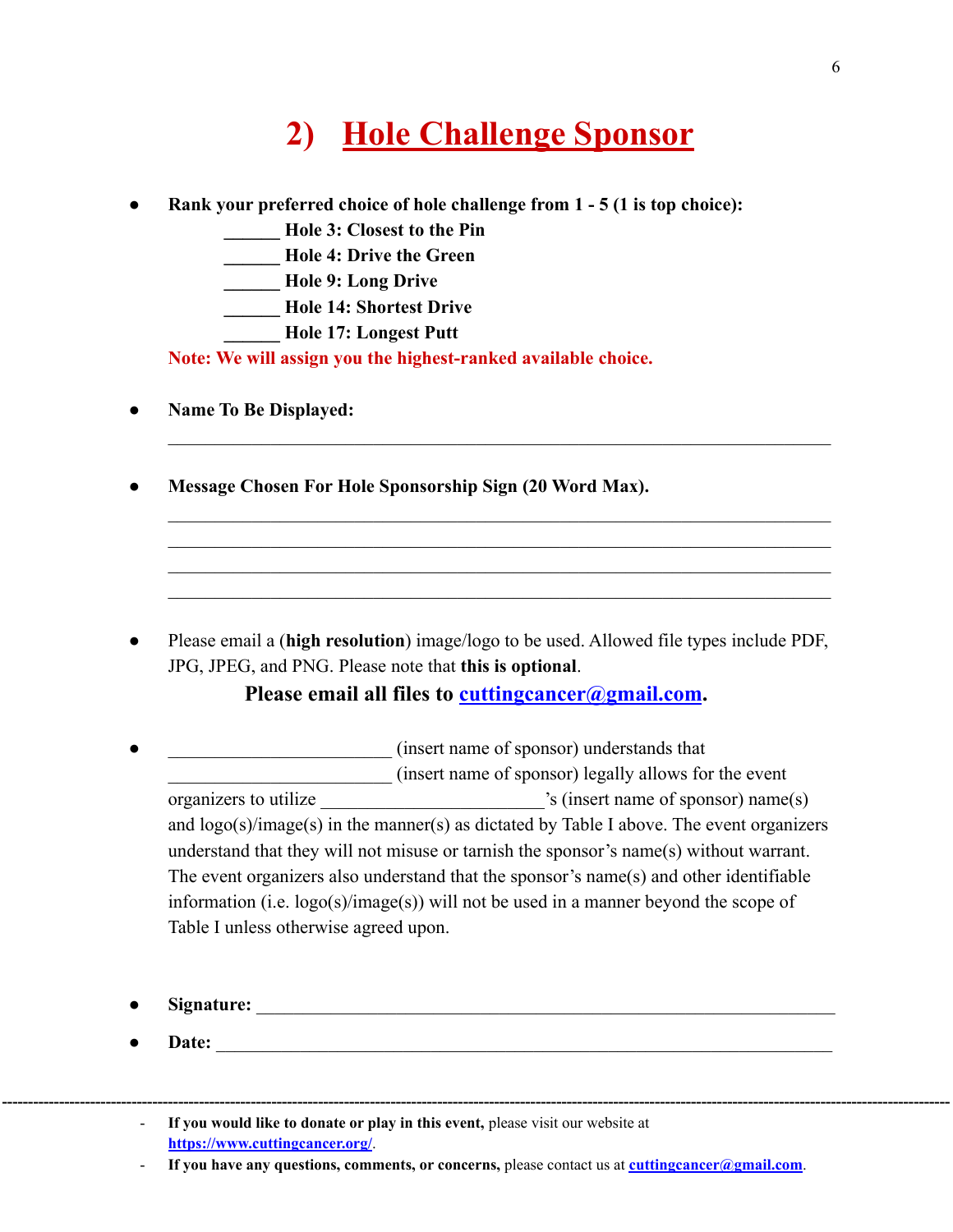# 2) Hole Challenge Sponsor

- **Rank your preferred choice of hole challenge from 1 - 5 (1 is top choice):**
  - ______ **Hole 3: Closest to the Pin**
  - ______ **Hole 4: Drive the Green**
  - ______ **Hole 9: Long Drive**
  - ______ **Hole 14: Shortest Drive**
  - ______ **Hole 17: Longest Putt**

  **Note: We will assign you the highest-ranked available choice.**

- **Name To Be Displayed:**

  ______________________________________________________________________

- **Message Chosen For Hole Sponsorship Sign (20 Word Max).**

  ______________________________________________________________________
  ______________________________________________________________________
  ______________________________________________________________________
  ______________________________________________________________________

- Please email a (**high resolution**) image/logo to be used. Allowed file types include PDF, JPG, JPEG, and PNG. Please note that **this is optional**.

  **Please email all files to [cuttingcancer@gmail.com](mailto:cuttingcancer@gmail.com).**

- ________________________ (insert name of sponsor) understands that ________________________ (insert name of sponsor) legally allows for the event organizers to utilize ________________________'s (insert name of sponsor) name(s) and logo(s)/image(s) in the manner(s) as dictated by Table I above. The event organizers understand that they will not misuse or tarnish the sponsor's name(s) without warrant. The event organizers also understand that the sponsor's name(s) and other identifiable information (i.e. logo(s)/image(s)) will not be used in a manner beyond the scope of Table I unless otherwise agreed upon.

- **Signature:** ______________________________________________________________

- **Date:** __________________________________________________________________

---

- **If you would like to donate or play in this event,** please visit our website at [https://www.cuttingcancer.org/](https://www.cuttingcancer.org/).
- **If you have any questions, comments, or concerns,** please contact us at [cuttingcancer@gmail.com](mailto:cuttingcancer@gmail.com).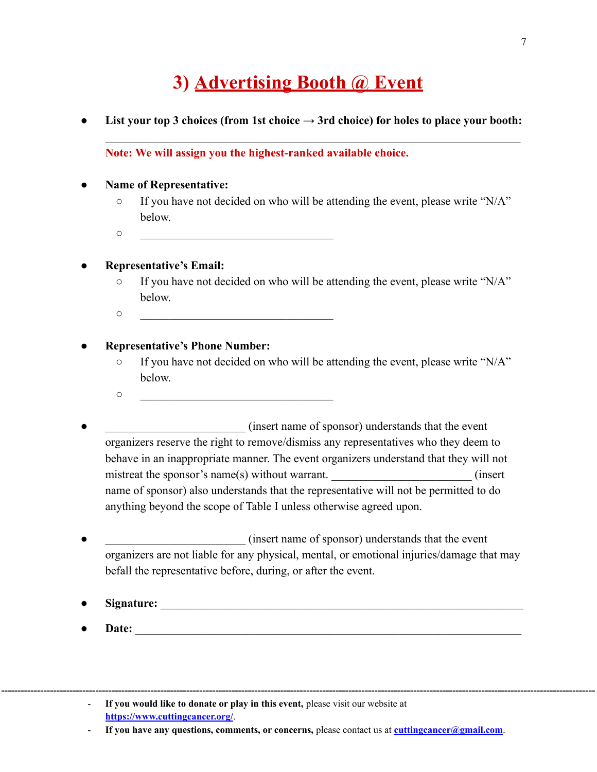# 3) Advertising Booth @ Event

- **List your top 3 choices (from 1st choice → 3rd choice) for holes to place your booth:**

  ________________________________________________________________________

  **Note: We will assign you the highest-ranked available choice.**

- **Name of Representative:**
  - If you have not decided on who will be attending the event, please write "N/A" below.
  - ________________________________

- **Representative's Email:**
  - If you have not decided on who will be attending the event, please write "N/A" below.
  - ________________________________

- **Representative's Phone Number:**
  - If you have not decided on who will be attending the event, please write "N/A" below.
  - ________________________________

- ______________________ (insert name of sponsor) understands that the event organizers reserve the right to remove/dismiss any representatives who they deem to behave in an inappropriate manner. The event organizers understand that they will not mistreat the sponsor's name(s) without warrant. ______________________ (insert name of sponsor) also understands that the representative will not be permitted to do anything beyond the scope of Table I unless otherwise agreed upon.

- ______________________ (insert name of sponsor) understands that the event organizers are not liable for any physical, mental, or emotional injuries/damage that may befall the representative before, during, or after the event.

- **Signature:** ____________________________________________________________

- **Date:** ________________________________________________________________

---

- **If you would like to donate or play in this event,** please visit our website at **https://www.cuttingcancer.org/**.
- **If you have any questions, comments, or concerns,** please contact us at **cuttingcancer@gmail.com**.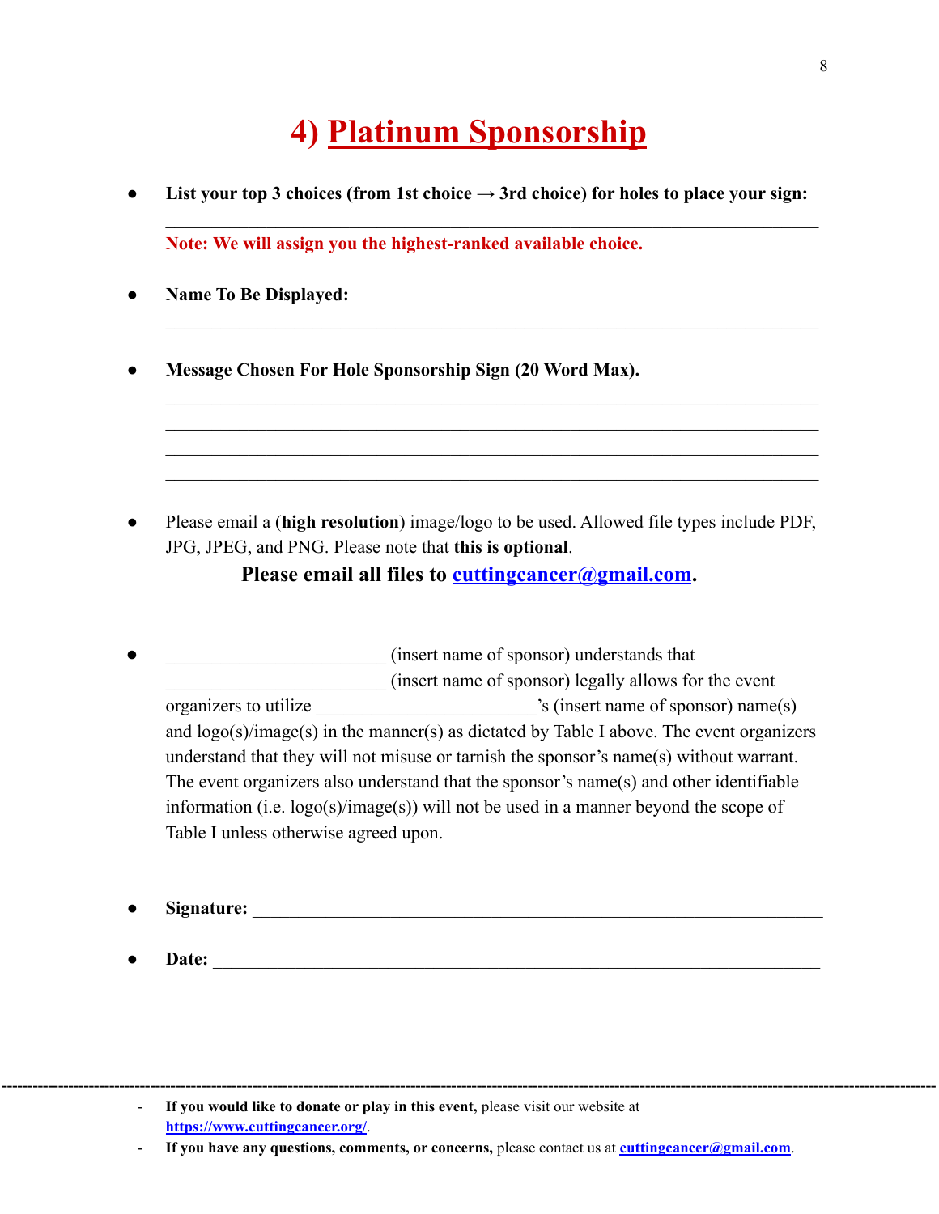# 4) Platinum Sponsorship

- **List your top 3 choices (from 1st choice → 3rd choice) for holes to place your sign:**

  ______________________________________________________________

  **Note: We will assign you the highest-ranked available choice.**

- **Name To Be Displayed:**

  ______________________________________________________________

- **Message Chosen For Hole Sponsorship Sign (20 Word Max).**

  ______________________________________________________________
  ______________________________________________________________
  ______________________________________________________________
  ______________________________________________________________

- Please email a (**high resolution**) image/logo to be used. Allowed file types include PDF, JPG, JPEG, and PNG. Please note that **this is optional**.

  **Please email all files to [cuttingcancer@gmail.com](mailto:cuttingcancer@gmail.com).**

- ________________________ (insert name of sponsor) understands that ________________________ (insert name of sponsor) legally allows for the event organizers to utilize ________________________'s (insert name of sponsor) name(s) and logo(s)/image(s) in the manner(s) as dictated by Table I above. The event organizers understand that they will not misuse or tarnish the sponsor's name(s) without warrant. The event organizers also understand that the sponsor's name(s) and other identifiable information (i.e. logo(s)/image(s)) will not be used in a manner beyond the scope of Table I unless otherwise agreed upon.

- **Signature:** ______________________________________________________________

- **Date:** ______________________________________________________________

---

- **If you would like to donate or play in this event,** please visit our website at [https://www.cuttingcancer.org/](https://www.cuttingcancer.org/).
- **If you have any questions, comments, or concerns,** please contact us at [cuttingcancer@gmail.com](mailto:cuttingcancer@gmail.com).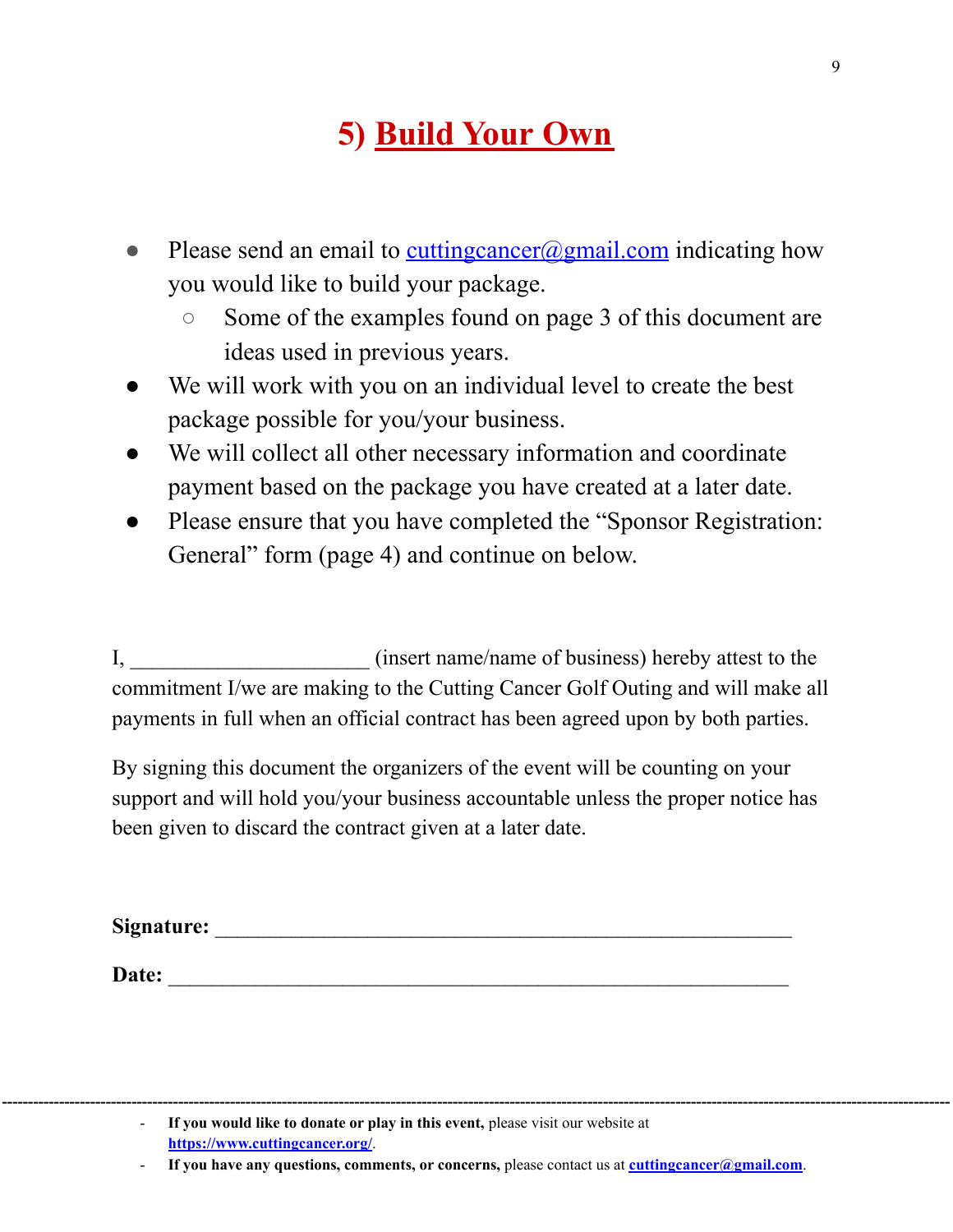# 5) Build Your Own

- Please send an email to cuttingcancer@gmail.com indicating how you would like to build your package.
  - Some of the examples found on page 3 of this document are ideas used in previous years.
- We will work with you on an individual level to create the best package possible for you/your business.
- We will collect all other necessary information and coordinate payment based on the package you have created at a later date.
- Please ensure that you have completed the "Sponsor Registration: General" form (page 4) and continue on below.

I, ______________________ (insert name/name of business) hereby attest to the commitment I/we are making to the Cutting Cancer Golf Outing and will make all payments in full when an official contract has been agreed upon by both parties.

By signing this document the organizers of the event will be counting on your support and will hold you/your business accountable unless the proper notice has been given to discard the contract given at a later date.

**Signature:** ______________________________________________________

**Date:** __________________________________________________________

---

- **If you would like to donate or play in this event,** please visit our website at **https://www.cuttingcancer.org/**.
- **If you have any questions, comments, or concerns,** please contact us at **cuttingcancer@gmail.com**.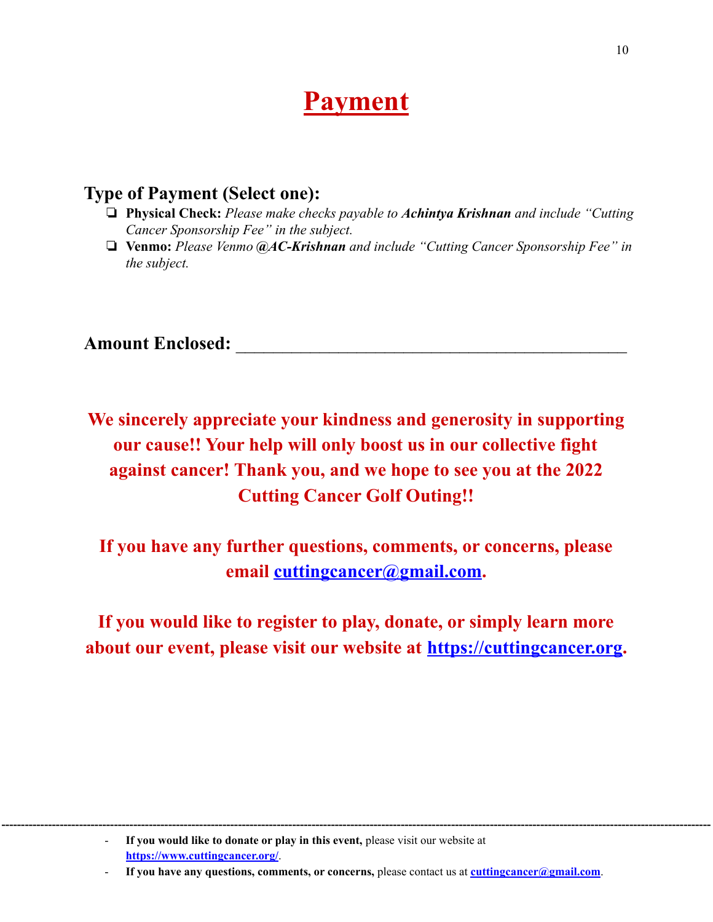# Payment

## Type of Payment (Select one):

- ❏ **Physical Check:** *Please make checks payable to* ***Achintya Krishnan*** *and include "Cutting Cancer Sponsorship Fee" in the subject.*
- ❏ **Venmo:** *Please Venmo* ***@AC-Krishnan*** *and include "Cutting Cancer Sponsorship Fee" in the subject.*

**Amount Enclosed:** ____________________________________________

**We sincerely appreciate your kindness and generosity in supporting our cause!! Your help will only boost us in our collective fight against cancer! Thank you, and we hope to see you at the 2022 Cutting Cancer Golf Outing!!**

**If you have any further questions, comments, or concerns, please email [cuttingcancer@gmail.com](mailto:cuttingcancer@gmail.com).**

**If you would like to register to play, donate, or simply learn more about our event, please visit our website at [https://cuttingcancer.org](https://cuttingcancer.org).**

---

- **If you would like to donate or play in this event,** please visit our website at [https://www.cuttingcancer.org/](https://www.cuttingcancer.org/).
- **If you have any questions, comments, or concerns,** please contact us at [cuttingcancer@gmail.com](mailto:cuttingcancer@gmail.com).